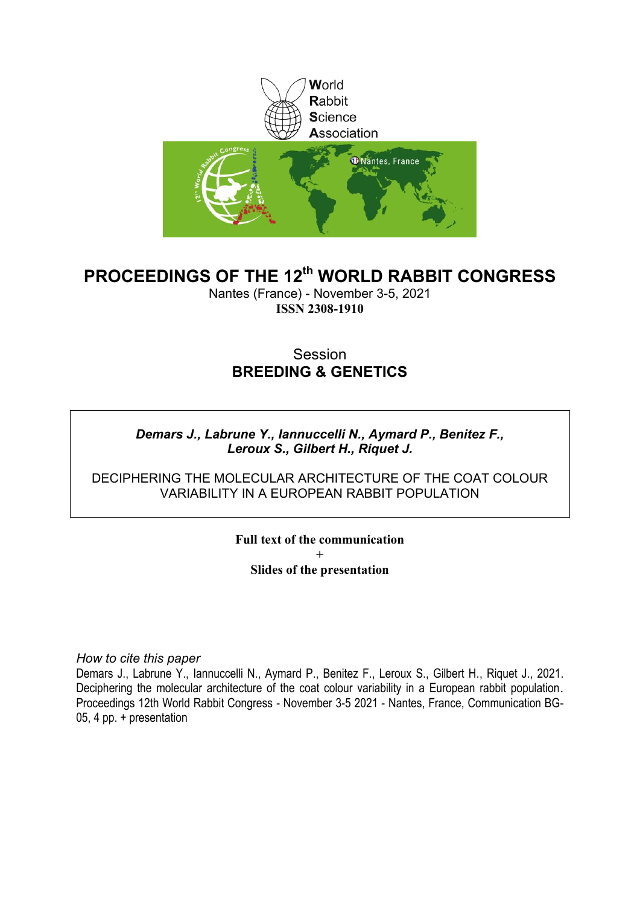World
Rabbit
Science
Association

# PROCEEDINGS OF THE 12th WORLD RABBIT CONGRESS

Nantes (France) - November 3-5, 2021

**ISSN 2308-1910**

## Session
## BREEDING & GENETICS

***Demars J., Labrune Y., Iannuccelli N., Aymard P., Benitez F., Leroux S., Gilbert H., Riquet J.***

DECIPHERING THE MOLECULAR ARCHITECTURE OF THE COAT COLOUR VARIABILITY IN A EUROPEAN RABBIT POPULATION

**Full text of the communication**
**+**
**Slides of the presentation**

*How to cite this paper*

Demars J., Labrune Y., Iannuccelli N., Aymard P., Benitez F., Leroux S., Gilbert H., Riquet J., 2021. Deciphering the molecular architecture of the coat colour variability in a European rabbit population. Proceedings 12th World Rabbit Congress - November 3-5 2021 - Nantes, France, Communication BG-05, 4 pp. + presentation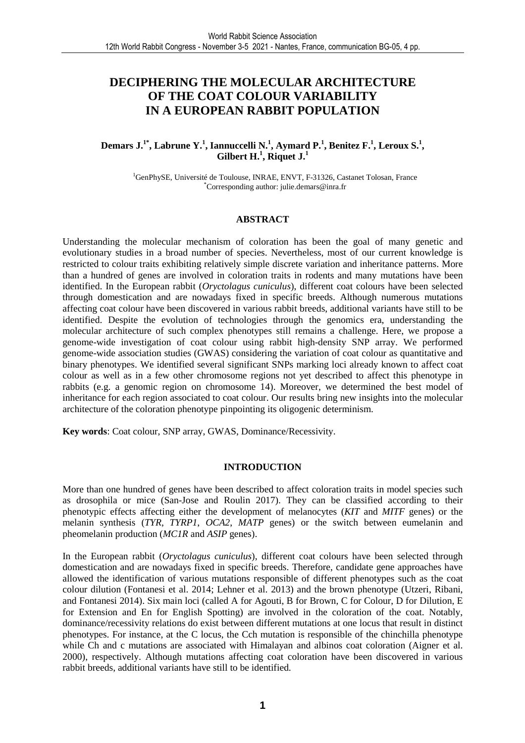# DECIPHERING THE MOLECULAR ARCHITECTURE OF THE COAT COLOUR VARIABILITY IN A EUROPEAN RABBIT POPULATION

**Demars J.[1*], Labrune Y.[1], Iannuccelli N.[1], Aymard P.[1], Benitez F.[1], Leroux S.[1], Gilbert H.[1], Riquet J.[1]**

[1]GenPhySE, Université de Toulouse, INRAE, ENVT, F-31326, Castanet Tolosan, France
[*]Corresponding author: julie.demars@inra.fr

## ABSTRACT

Understanding the molecular mechanism of coloration has been the goal of many genetic and evolutionary studies in a broad number of species. Nevertheless, most of our current knowledge is restricted to colour traits exhibiting relatively simple discrete variation and inheritance patterns. More than a hundred of genes are involved in coloration traits in rodents and many mutations have been identified. In the European rabbit (*Oryctolagus cuniculus*), different coat colours have been selected through domestication and are nowadays fixed in specific breeds. Although numerous mutations affecting coat colour have been discovered in various rabbit breeds, additional variants have still to be identified. Despite the evolution of technologies through the genomics era, understanding the molecular architecture of such complex phenotypes still remains a challenge. Here, we propose a genome-wide investigation of coat colour using rabbit high-density SNP array. We performed genome-wide association studies (GWAS) considering the variation of coat colour as quantitative and binary phenotypes. We identified several significant SNPs marking loci already known to affect coat colour as well as in a few other chromosome regions not yet described to affect this phenotype in rabbits (e.g. a genomic region on chromosome 14). Moreover, we determined the best model of inheritance for each region associated to coat colour. Our results bring new insights into the molecular architecture of the coloration phenotype pinpointing its oligogenic determinism.

**Key words**: Coat colour, SNP array, GWAS, Dominance/Recessivity.

## INTRODUCTION

More than one hundred of genes have been described to affect coloration traits in model species such as drosophila or mice (San-Jose and Roulin 2017). They can be classified according to their phenotypic effects affecting either the development of melanocytes (*KIT* and *MITF* genes) or the melanin synthesis (*TYR*, *TYRP1*, *OCA2*, *MATP* genes) or the switch between eumelanin and pheomelanin production (*MC1R* and *ASIP* genes).

In the European rabbit (*Oryctolagus cuniculus*), different coat colours have been selected through domestication and are nowadays fixed in specific breeds. Therefore, candidate gene approaches have allowed the identification of various mutations responsible of different phenotypes such as the coat colour dilution (Fontanesi et al. 2014; Lehner et al. 2013) and the brown phenotype (Utzeri, Ribani, and Fontanesi 2014). Six main loci (called A for Agouti, B for Brown, C for Colour, D for Dilution, E for Extension and En for English Spotting) are involved in the coloration of the coat. Notably, dominance/recessivity relations do exist between different mutations at one locus that result in distinct phenotypes. For instance, at the C locus, the Cch mutation is responsible of the chinchilla phenotype while Ch and c mutations are associated with Himalayan and albinos coat coloration (Aigner et al. 2000), respectively. Although mutations affecting coat coloration have been discovered in various rabbit breeds, additional variants have still to be identified.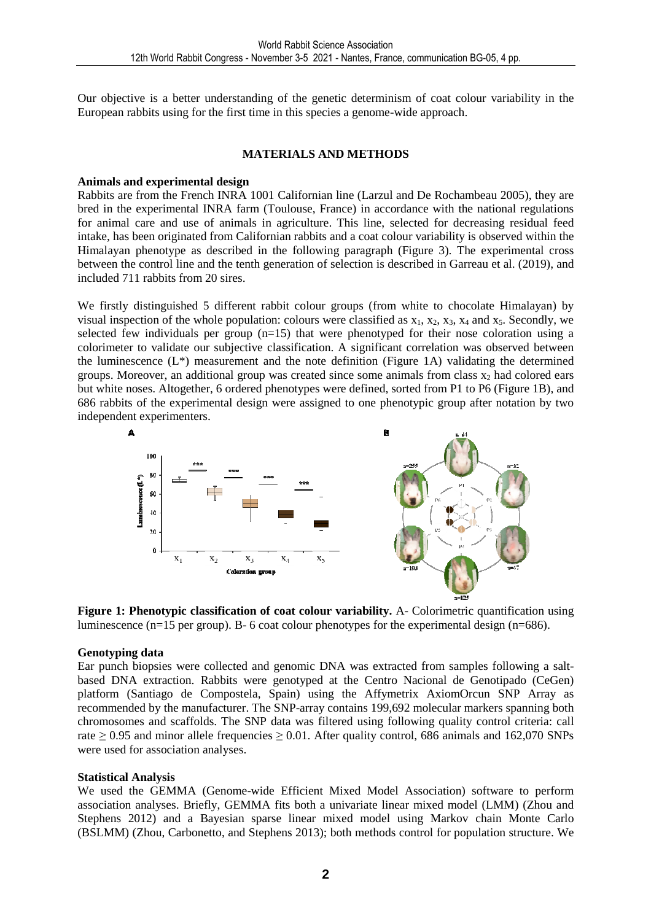Our objective is a better understanding of the genetic determinism of coat colour variability in the European rabbits using for the first time in this species a genome-wide approach.

## MATERIALS AND METHODS

### Animals and experimental design

Rabbits are from the French INRA 1001 Californian line (Larzul and De Rochambeau 2005), they are bred in the experimental INRA farm (Toulouse, France) in accordance with the national regulations for animal care and use of animals in agriculture. This line, selected for decreasing residual feed intake, has been originated from Californian rabbits and a coat colour variability is observed within the Himalayan phenotype as described in the following paragraph (Figure 3). The experimental cross between the control line and the tenth generation of selection is described in Garreau et al. (2019), and included 711 rabbits from 20 sires.

We firstly distinguished 5 different rabbit colour groups (from white to chocolate Himalayan) by visual inspection of the whole population: colours were classified as $x_1$, $x_2$, $x_3$, $x_4$ and $x_5$. Secondly, we selected few individuals per group (n=15) that were phenotyped for their nose coloration using a colorimeter to validate our subjective classification. A significant correlation was observed between the luminescence (L*) measurement and the note definition (Figure 1A) validating the determined groups. Moreover, an additional group was created since some animals from class $x_2$ had colored ears but white noses. Altogether, 6 ordered phenotypes were defined, sorted from P1 to P6 (Figure 1B), and 686 rabbits of the experimental design were assigned to one phenotypic group after notation by two independent experimenters.

**Figure 1: Phenotypic classification of coat colour variability.** A- Colorimetric quantification using luminescence (n=15 per group). B- 6 coat colour phenotypes for the experimental design (n=686).

### Genotyping data

Ear punch biopsies were collected and genomic DNA was extracted from samples following a salt-based DNA extraction. Rabbits were genotyped at the Centro Nacional de Genotipado (CeGen) platform (Santiago de Compostela, Spain) using the Affymetrix AxiomOrcun SNP Array as recommended by the manufacturer. The SNP-array contains 199,692 molecular markers spanning both chromosomes and scaffolds. The SNP data was filtered using following quality control criteria: call rate $\geq 0.95$ and minor allele frequencies $\geq 0.01$. After quality control, 686 animals and 162,070 SNPs were used for association analyses.

### Statistical Analysis

We used the GEMMA (Genome-wide Efficient Mixed Model Association) software to perform association analyses. Briefly, GEMMA fits both a univariate linear mixed model (LMM) (Zhou and Stephens 2012) and a Bayesian sparse linear mixed model using Markov chain Monte Carlo (BSLMM) (Zhou, Carbonetto, and Stephens 2013); both methods control for population structure. We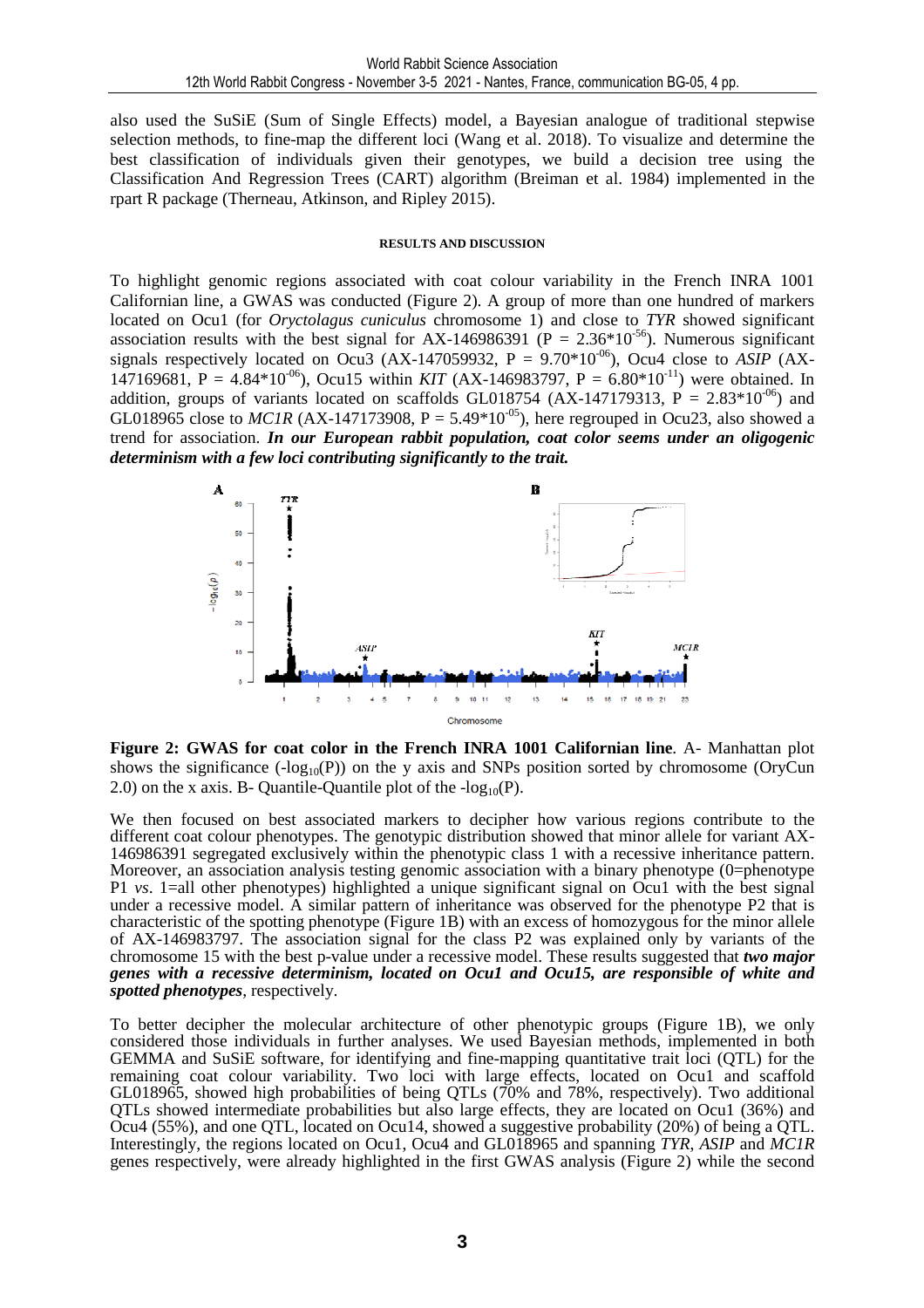also used the SuSiE (Sum of Single Effects) model, a Bayesian analogue of traditional stepwise selection methods, to fine-map the different loci (Wang et al. 2018). To visualize and determine the best classification of individuals given their genotypes, we build a decision tree using the Classification And Regression Trees (CART) algorithm (Breiman et al. 1984) implemented in the rpart R package (Therneau, Atkinson, and Ripley 2015).

## RESULTS AND DISCUSSION

To highlight genomic regions associated with coat colour variability in the French INRA 1001 Californian line, a GWAS was conducted (Figure 2). A group of more than one hundred of markers located on Ocu1 (for *Oryctolagus cuniculus* chromosome 1) and close to *TYR* showed significant association results with the best signal for AX-146986391 ($P = 2.36*10^{-56}$). Numerous significant signals respectively located on Ocu3 (AX-147059932, $P = 9.70*10^{-06}$), Ocu4 close to *ASIP* (AX-147169681, $P = 4.84*10^{-06}$), Ocu15 within *KIT* (AX-146983797, $P = 6.80*10^{-11}$) were obtained. In addition, groups of variants located on scaffolds GL018754 (AX-147179313, $P = 2.83*10^{-06}$) and GL018965 close to *MC1R* (AX-147173908, $P = 5.49*10^{-05}$), here regrouped in Ocu23, also showed a trend for association. ***In our European rabbit population, coat color seems under an oligogenic determinism with a few loci contributing significantly to the trait.***

**Figure 2: GWAS for coat color in the French INRA 1001 Californian line**. A- Manhattan plot shows the significance ($-\log_{10}(P)$) on the y axis and SNPs position sorted by chromosome (OryCun 2.0) on the x axis. B- Quantile-Quantile plot of the $-\log_{10}(P)$.

We then focused on best associated markers to decipher how various regions contribute to the different coat colour phenotypes. The genotypic distribution showed that minor allele for variant AX-146986391 segregated exclusively within the phenotypic class 1 with a recessive inheritance pattern. Moreover, an association analysis testing genomic association with a binary phenotype (0=phenotype P1 *vs*. 1=all other phenotypes) highlighted a unique significant signal on Ocu1 with the best signal under a recessive model. A similar pattern of inheritance was observed for the phenotype P2 that is characteristic of the spotting phenotype (Figure 1B) with an excess of homozygous for the minor allele of AX-146983797. The association signal for the class P2 was explained only by variants of the chromosome 15 with the best p-value under a recessive model. These results suggested that ***two major genes with a recessive determinism, located on Ocu1 and Ocu15, are responsible of white and spotted phenotypes***, respectively.

To better decipher the molecular architecture of other phenotypic groups (Figure 1B), we only considered those individuals in further analyses. We used Bayesian methods, implemented in both GEMMA and SuSiE software, for identifying and fine-mapping quantitative trait loci (QTL) for the remaining coat colour variability. Two loci with large effects, located on Ocu1 and scaffold GL018965, showed high probabilities of being QTLs (70% and 78%, respectively). Two additional QTLs showed intermediate probabilities but also large effects, they are located on Ocu1 (36%) and Ocu4 (55%), and one QTL, located on Ocu14, showed a suggestive probability (20%) of being a QTL. Interestingly, the regions located on Ocu1, Ocu4 and GL018965 and spanning *TYR*, *ASIP* and *MC1R* genes respectively, were already highlighted in the first GWAS analysis (Figure 2) while the second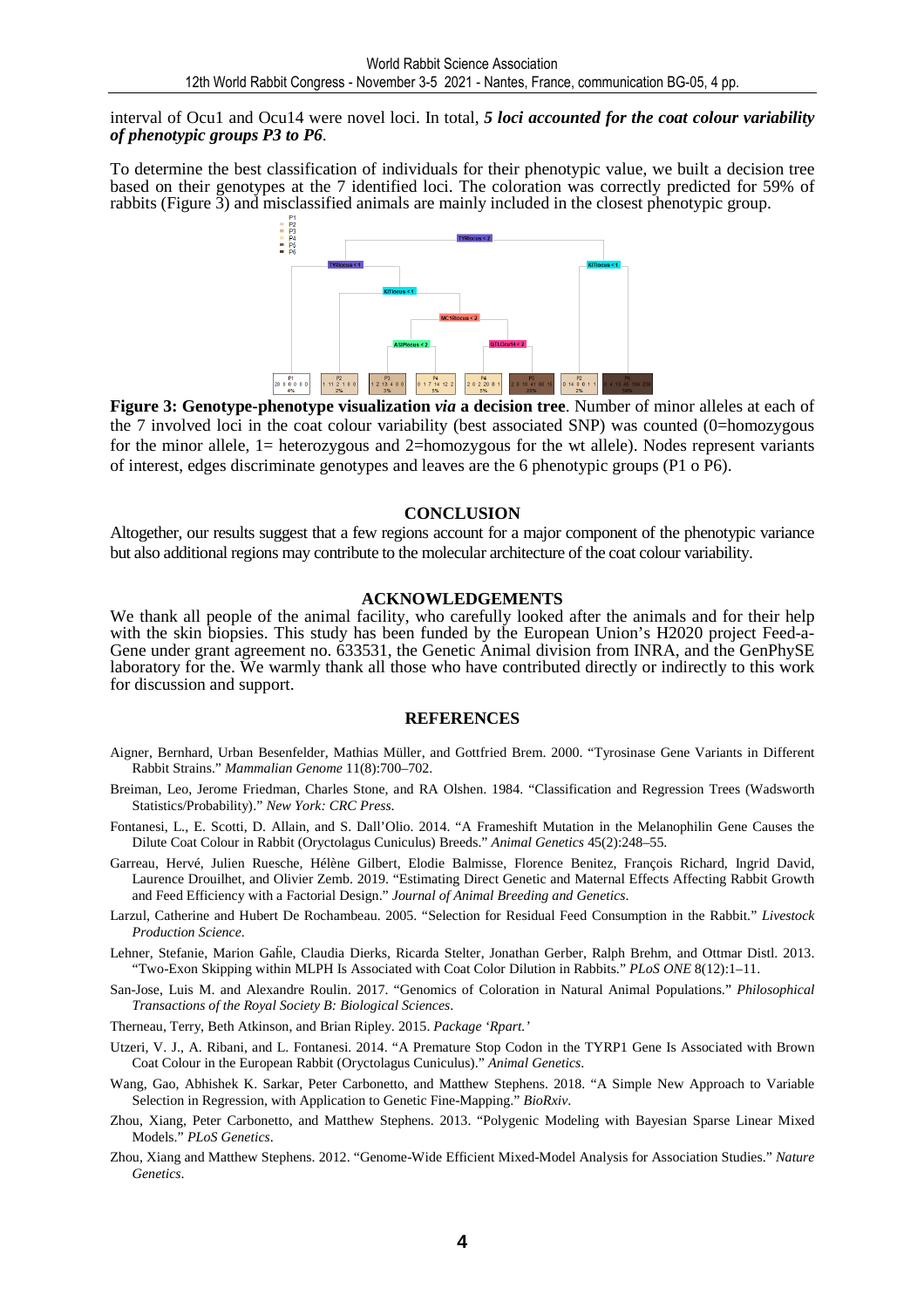interval of Ocu1 and Ocu14 were novel loci. In total, ***5 loci accounted for the coat colour variability of phenotypic groups P3 to P6***.

To determine the best classification of individuals for their phenotypic value, we built a decision tree based on their genotypes at the 7 identified loci. The coloration was correctly predicted for 59% of rabbits (Figure 3) and misclassified animals are mainly included in the closest phenotypic group.

**Figure 3: Genotype-phenotype visualization *via* a decision tree**. Number of minor alleles at each of the 7 involved loci in the coat colour variability (best associated SNP) was counted (0=homozygous for the minor allele, 1= heterozygous and 2=homozygous for the wt allele). Nodes represent variants of interest, edges discriminate genotypes and leaves are the 6 phenotypic groups (P1 o P6).

## CONCLUSION

Altogether, our results suggest that a few regions account for a major component of the phenotypic variance but also additional regions may contribute to the molecular architecture of the coat colour variability.

## ACKNOWLEDGEMENTS

We thank all people of the animal facility, who carefully looked after the animals and for their help with the skin biopsies. This study has been funded by the European Union's H2020 project Feed-a-Gene under grant agreement no. 633531, the Genetic Animal division from INRA, and the GenPhySE laboratory for the. We warmly thank all those who have contributed directly or indirectly to this work for discussion and support.

## REFERENCES

Aigner, Bernhard, Urban Besenfelder, Mathias Müller, and Gottfried Brem. 2000. "Tyrosinase Gene Variants in Different Rabbit Strains." *Mammalian Genome* 11(8):700–702.

Breiman, Leo, Jerome Friedman, Charles Stone, and RA Olshen. 1984. "Classification and Regression Trees (Wadsworth Statistics/Probability)." *New York: CRC Press*.

Fontanesi, L., E. Scotti, D. Allain, and S. Dall'Olio. 2014. "A Frameshift Mutation in the Melanophilin Gene Causes the Dilute Coat Colour in Rabbit (Oryctolagus Cuniculus) Breeds." *Animal Genetics* 45(2):248–55.

Garreau, Hervé, Julien Ruesche, Hélène Gilbert, Elodie Balmisse, Florence Benitez, François Richard, Ingrid David, Laurence Drouilhet, and Olivier Zemb. 2019. "Estimating Direct Genetic and Maternal Effects Affecting Rabbit Growth and Feed Efficiency with a Factorial Design." *Journal of Animal Breeding and Genetics*.

Larzul, Catherine and Hubert De Rochambeau. 2005. "Selection for Residual Feed Consumption in the Rabbit." *Livestock Production Science*.

Lehner, Stefanie, Marion Gahle, Claudia Dierks, Ricarda Stelter, Jonathan Gerber, Ralph Brehm, and Ottmar Distl. 2013. "Two-Exon Skipping within MLPH Is Associated with Coat Color Dilution in Rabbits." *PLoS ONE* 8(12):1–11.

San-Jose, Luis M. and Alexandre Roulin. 2017. "Genomics of Coloration in Natural Animal Populations." *Philosophical Transactions of the Royal Society B: Biological Sciences*.

Therneau, Terry, Beth Atkinson, and Brian Ripley. 2015. *Package 'Rpart.'*

Utzeri, V. J., A. Ribani, and L. Fontanesi. 2014. "A Premature Stop Codon in the TYRP1 Gene Is Associated with Brown Coat Colour in the European Rabbit (Oryctolagus Cuniculus)." *Animal Genetics*.

Wang, Gao, Abhishek K. Sarkar, Peter Carbonetto, and Matthew Stephens. 2018. "A Simple New Approach to Variable Selection in Regression, with Application to Genetic Fine-Mapping." *BioRxiv*.

Zhou, Xiang, Peter Carbonetto, and Matthew Stephens. 2013. "Polygenic Modeling with Bayesian Sparse Linear Mixed Models." *PLoS Genetics*.

Zhou, Xiang and Matthew Stephens. 2012. "Genome-Wide Efficient Mixed-Model Analysis for Association Studies." *Nature Genetics*.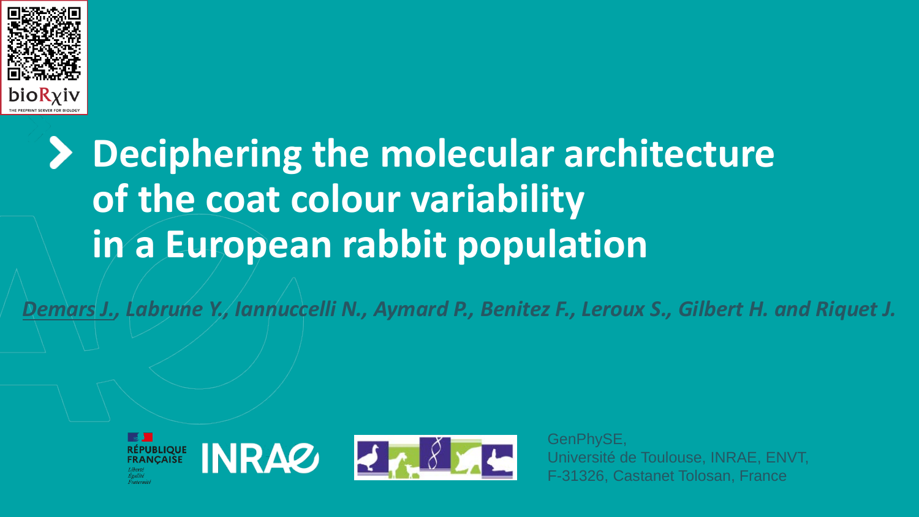# Deciphering the molecular architecture of the coat colour variability in a European rabbit population

*<u>Demars J.</u>, Labrune Y., Iannuccelli N., Aymard P., Benitez F., Leroux S., Gilbert H. and Riquet J.*

GenPhySE,
Université de Toulouse, INRAE, ENVT,
F-31326, Castanet Tolosan, France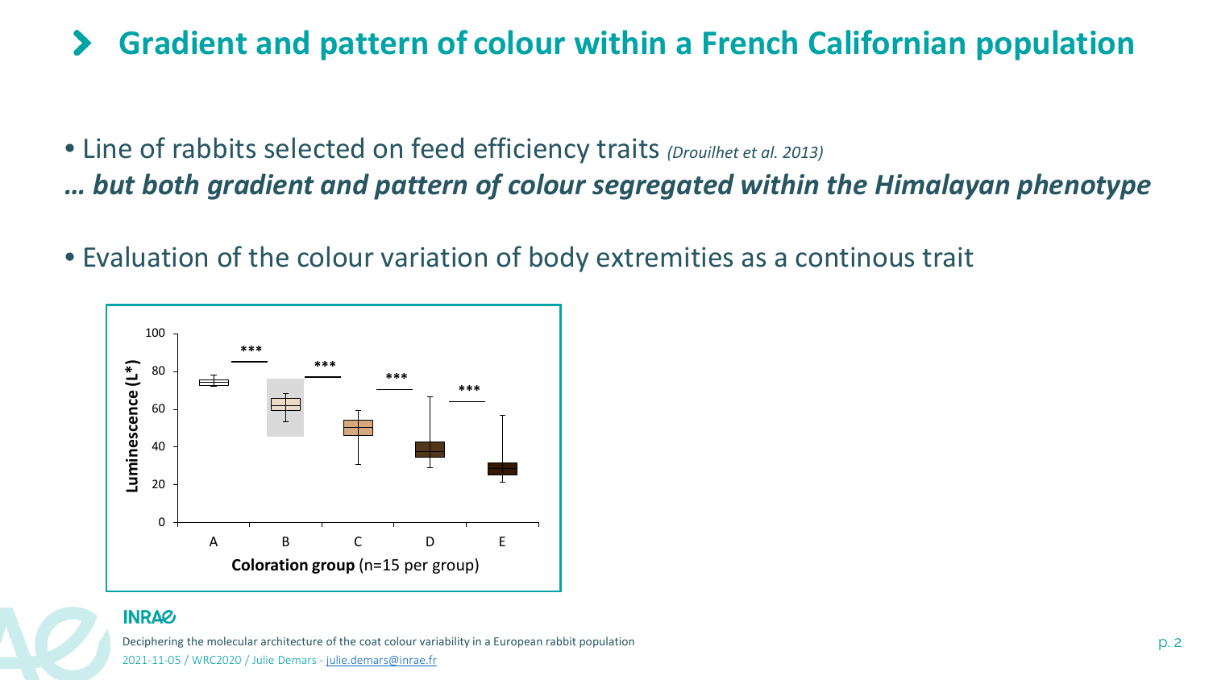# Gradient and pattern of colour within a French Californian population

- Line of rabbits selected on feed efficiency traits *(Drouilhet et al. 2013)*

***… but both gradient and pattern of colour segregated within the Himalayan phenotype***

- Evaluation of the colour variation of body extremities as a continous trait

Luminescence (L*)

100
80
60
40
20
0

*** *** *** ***

A B C D E

**Coloration group** (n=15 per group)

Deciphering the molecular architecture of the coat colour variability in a European rabbit population

2021-11-05 / WRC2020 / Julie Demars - julie.demars@inrae.fr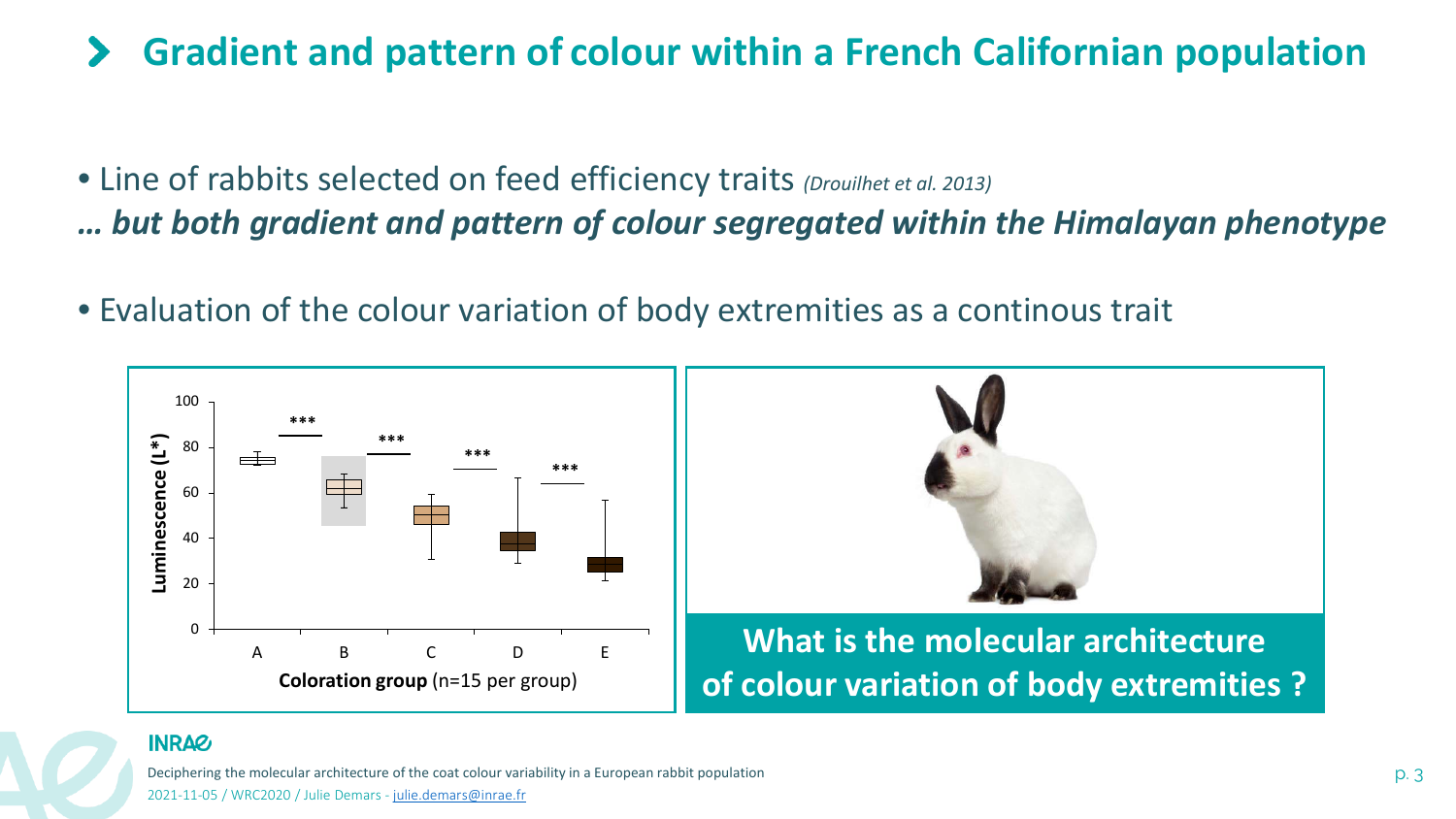## Gradient and pattern of colour within a French Californian population

- Line of rabbits selected on feed efficiency traits *(Drouilhet et al. 2013)*

***… but both gradient and pattern of colour segregated within the Himalayan phenotype***

- Evaluation of the colour variation of body extremities as a continous trait

**Luminescence (L\*)**

| Coloration group (n=15 per group) | A | B | C | D | E |
|---|---|---|---|---|---|

Significance between successive groups: \*\*\* (A–B), \*\*\* (B–C), \*\*\* (C–D), \*\*\* (D–E)

**What is the molecular architecture of colour variation of body extremities ?**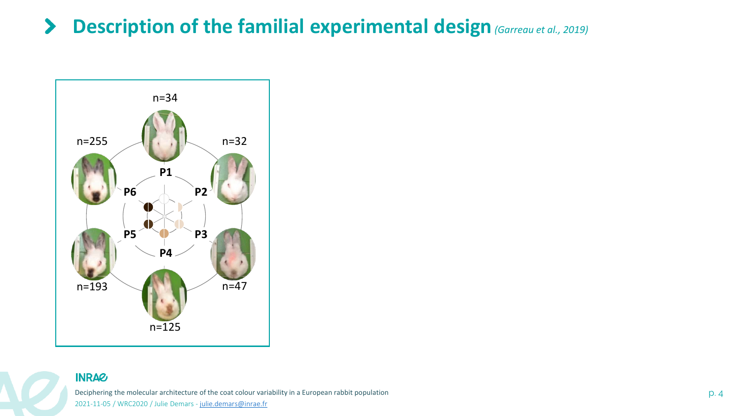# Description of the familial experimental design *(Garreau et al., 2019)*

n=34

n=255

n=32

P1

P6

P2

P5

P3

P4

n=193

n=47

n=125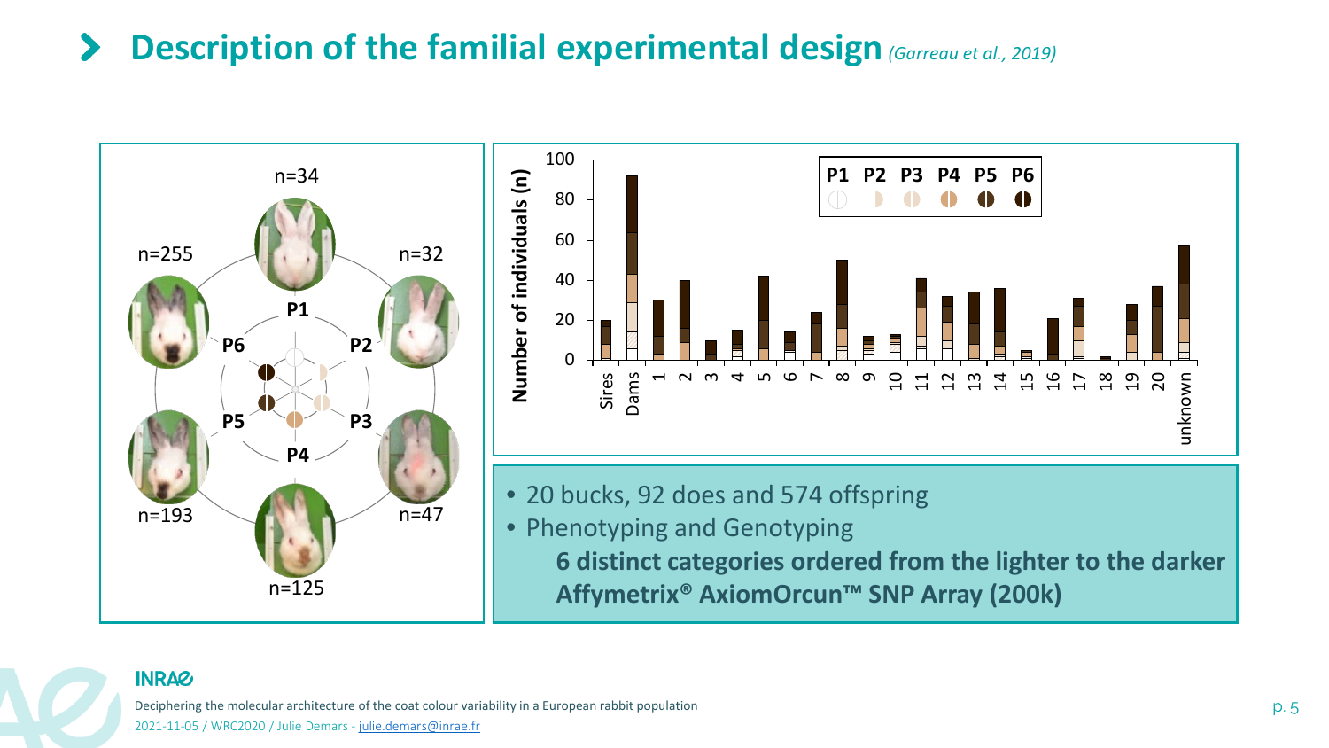# Description of the familial experimental design *(Garreau et al., 2019)*

P1 n=34 · P2 n=32 · P3 n=47 · P4 n=125 · P5 n=193 · P6 n=255

- 20 bucks, 92 does and 574 offspring
- Phenotyping and Genotyping
  - **6 distinct categories ordered from the lighter to the darker**
  - **Affymetrix® AxiomOrcun™ SNP Array (200k)**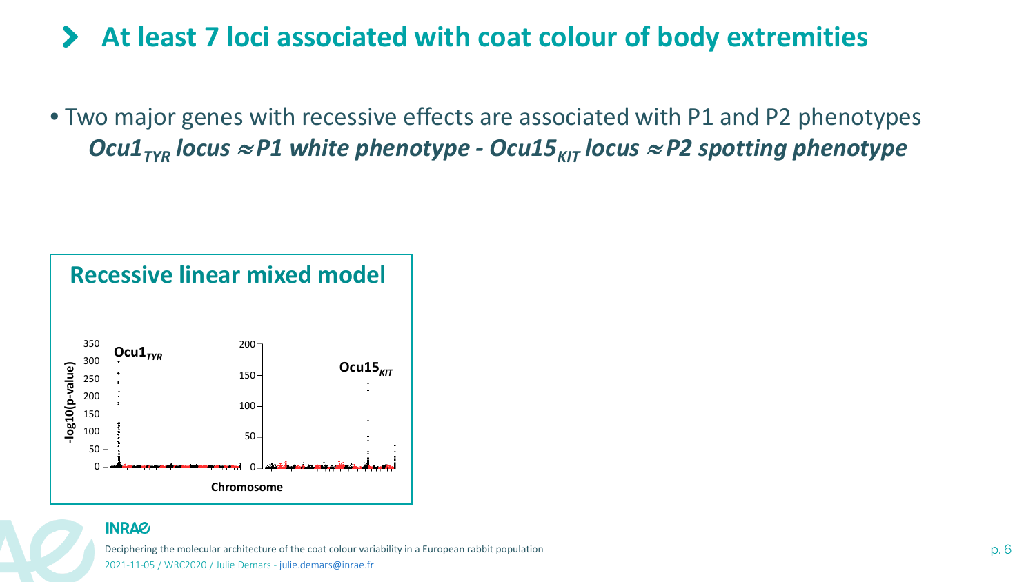# At least 7 loci associated with coat colour of body extremities

- Two major genes with recessive effects are associated with P1 and P2 phenotypes

  ***$Ocu1_{TYR}$ locus ≈ P1 white phenotype - $Ocu15_{KIT}$ locus ≈ P2 spotting phenotype***

**Recessive linear mixed model**

$Ocu1_{TYR}$

$Ocu15_{KIT}$

-log10(p-value)

Chromosome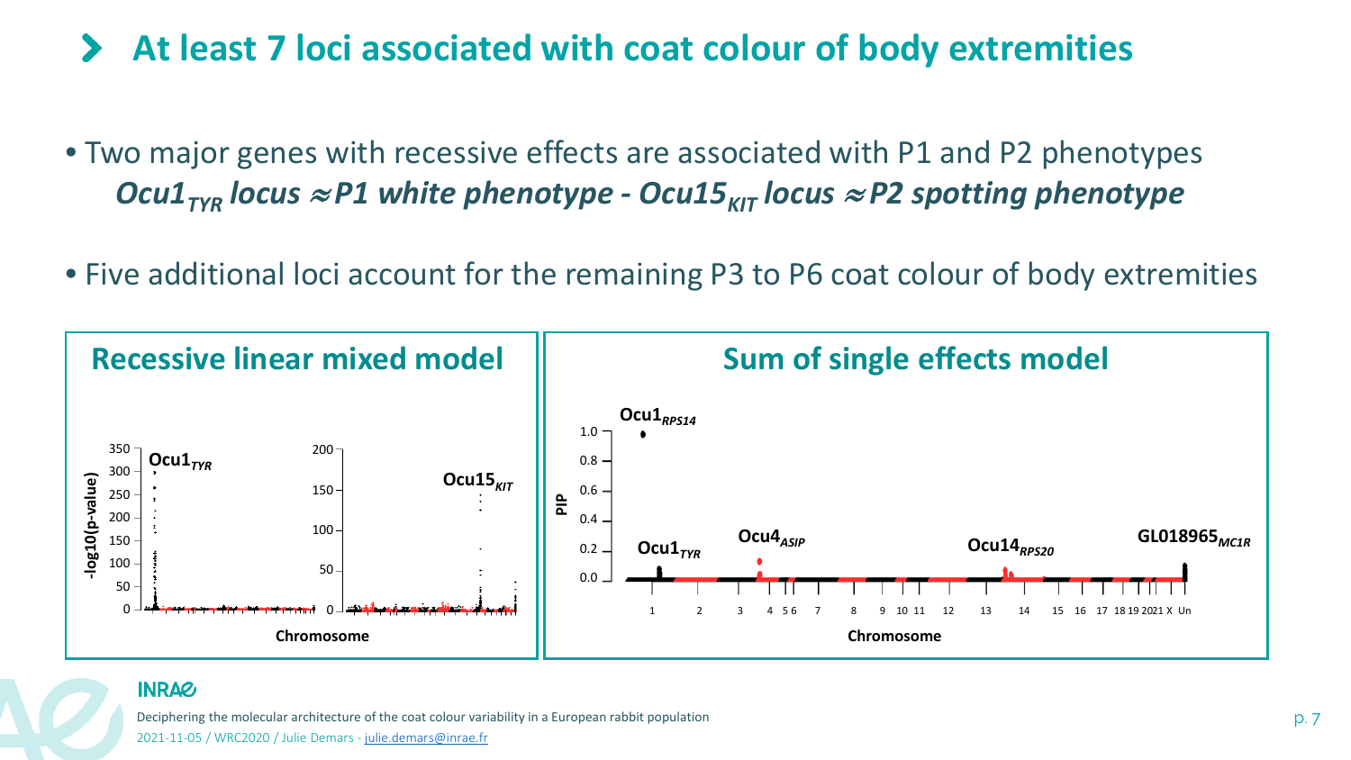## At least 7 loci associated with coat colour of body extremities

- Two major genes with recessive effects are associated with P1 and P2 phenotypes
  ***$Ocu1_{TYR}$ locus $\approx$ P1 white phenotype - $Ocu15_{KIT}$ locus $\approx$ P2 spotting phenotype***
- Five additional loci account for the remaining P3 to P6 coat colour of body extremities

**Recessive linear mixed model**

-log10(p-value)

$Ocu1_{TYR}$

$Ocu15_{KIT}$

Chromosome

**Sum of single effects model**

PIP

$Ocu1_{RPS14}$

$Ocu1_{TYR}$

$Ocu4_{ASIP}$

$Ocu14_{RPS20}$

$GL018965_{MC1R}$

Chromosome

Deciphering the molecular architecture of the coat colour variability in a European rabbit population
2021-11-05 / WRC2020 / Julie Demars - julie.demars@inrae.fr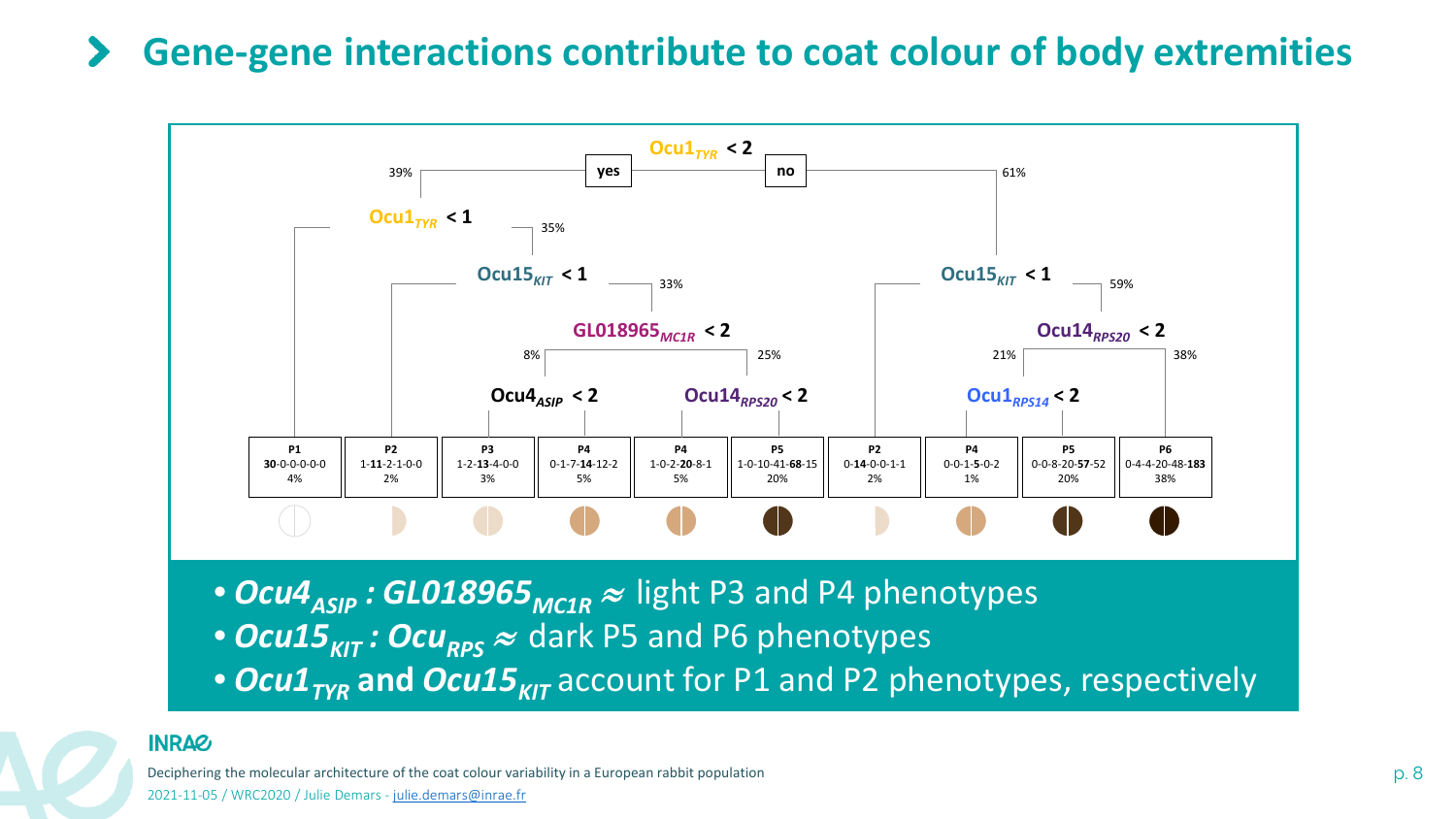# Gene-gene interactions contribute to coat colour of body extremities

Ocu1$_{TYR}$ < 2

yes — 39% | no — 61%

Ocu1$_{TYR}$ < 1 (35%)

Ocu15$_{KIT}$ < 1 (33%)

GL018965$_{MC1R}$ < 2 (8% | 25%)

Ocu4$_{ASIP}$ < 2

Ocu14$_{RPS20}$ < 2

Ocu15$_{KIT}$ < 1 (59%)

Ocu14$_{RPS20}$ < 2 (21% | 38%)

Ocu1$_{RPS14}$ < 2

| P1 | P2 | P3 | P4 | P4 | P5 | P2 | P4 | P5 | P6 |
|---|---|---|---|---|---|---|---|---|---|
| **30**-0-0-0-0-0 | 1-**11**-2-1-0-0 | 1-2-**13**-4-0-0 | 0-1-7-**14**-12-2 | 1-0-2-**20**-8-1 | 1-0-10-41-**68**-15 | 0-**14**-0-0-1-1 | 0-0-1-**5**-0-2 | 0-0-8-20-**57**-52 | 0-4-4-20-48-**183** |
| 4% | 2% | 3% | 5% | 5% | 20% | 2% | 1% | 20% | 38% |

- ***Ocu4$_{ASIP}$* : *GL018965$_{MC1R}$*** ≈ light P3 and P4 phenotypes
- ***Ocu15$_{KIT}$* : *Ocu$_{RPS}$*** ≈ dark P5 and P6 phenotypes
- ***Ocu1$_{TYR}$* and *Ocu15$_{KIT}$*** account for P1 and P2 phenotypes, respectively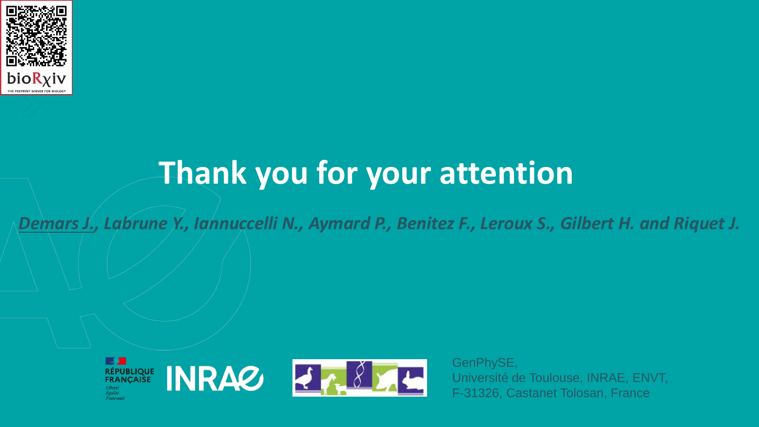# Thank you for your attention

***Demars J.**, Labrune Y., Iannuccelli N., Aymard P., Benitez F., Leroux S., Gilbert H. and Riquet J.*

RÉPUBLIQUE FRANÇAISE

Liberté
Égalité
Fraternité

INRAE

GenPhySE,
Université de Toulouse, INRAE, ENVT,
F-31326, Castanet Tolosan, France